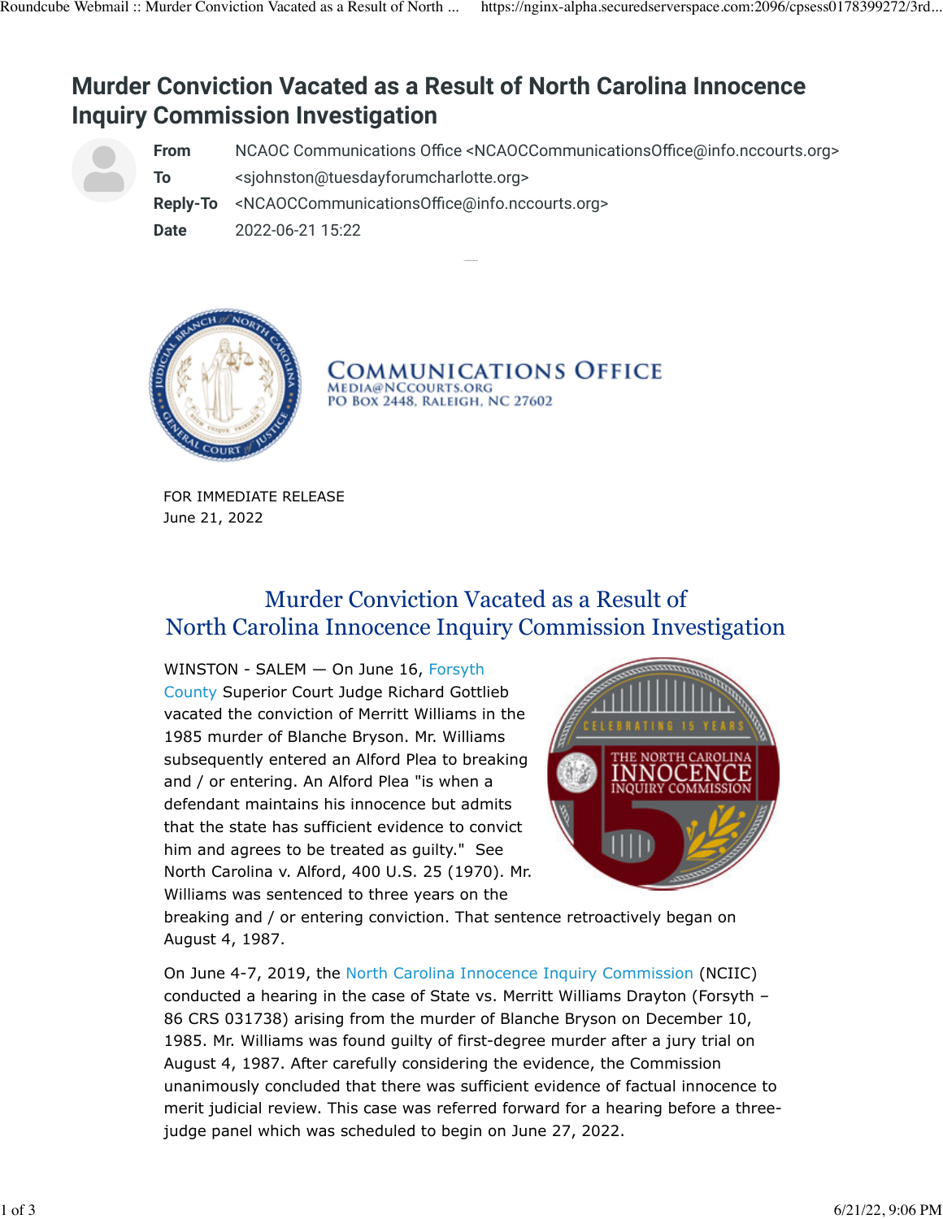# Murder Conviction Vacated as a Result of North Carolina Innocence Inquiry Commission Investigation

**From** NCAOC Communications Office <NCAOCCommunicationsOffice@info.nccourts.org>
**To** <sjohnston@tuesdayforumcharlotte.org>
**Reply-To** <NCAOCCommunicationsOffice@info.nccourts.org>
**Date** 2022-06-21 15:22

COMMUNICATIONS OFFICE
MEDIA@NCCOURTS.ORG
PO BOX 2448, RALEIGH, NC 27602

FOR IMMEDIATE RELEASE
June 21, 2022

## Murder Conviction Vacated as a Result of North Carolina Innocence Inquiry Commission Investigation

WINSTON - SALEM — On June 16, Forsyth County Superior Court Judge Richard Gottlieb vacated the conviction of Merritt Williams in the 1985 murder of Blanche Bryson. Mr. Williams subsequently entered an Alford Plea to breaking and / or entering. An Alford Plea "is when a defendant maintains his innocence but admits that the state has sufficient evidence to convict him and agrees to be treated as guilty." See North Carolina v. Alford, 400 U.S. 25 (1970). Mr. Williams was sentenced to three years on the breaking and / or entering conviction. That sentence retroactively began on August 4, 1987.

On June 4-7, 2019, the North Carolina Innocence Inquiry Commission (NCIIC) conducted a hearing in the case of State vs. Merritt Williams Drayton (Forsyth – 86 CRS 031738) arising from the murder of Blanche Bryson on December 10, 1985. Mr. Williams was found guilty of first-degree murder after a jury trial on August 4, 1987. After carefully considering the evidence, the Commission unanimously concluded that there was sufficient evidence of factual innocence to merit judicial review. This case was referred forward for a hearing before a three-judge panel which was scheduled to begin on June 27, 2022.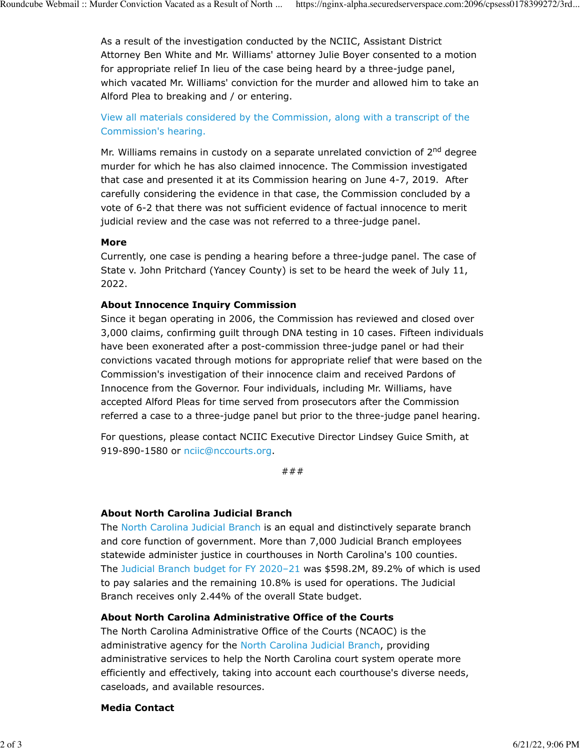As a result of the investigation conducted by the NCIIC, Assistant District Attorney Ben White and Mr. Williams' attorney Julie Boyer consented to a motion for appropriate relief In lieu of the case being heard by a three-judge panel, which vacated Mr. Williams' conviction for the murder and allowed him to take an Alford Plea to breaking and / or entering.

View all materials considered by the Commission, along with a transcript of the Commission's hearing.

Mr. Williams remains in custody on a separate unrelated conviction of 2nd degree murder for which he has also claimed innocence. The Commission investigated that case and presented it at its Commission hearing on June 4-7, 2019. After carefully considering the evidence in that case, the Commission concluded by a vote of 6-2 that there was not sufficient evidence of factual innocence to merit judicial review and the case was not referred to a three-judge panel.

**More**
Currently, one case is pending a hearing before a three-judge panel. The case of State v. John Pritchard (Yancey County) is set to be heard the week of July 11, 2022.

**About Innocence Inquiry Commission**
Since it began operating in 2006, the Commission has reviewed and closed over 3,000 claims, confirming guilt through DNA testing in 10 cases. Fifteen individuals have been exonerated after a post-commission three-judge panel or had their convictions vacated through motions for appropriate relief that were based on the Commission's investigation of their innocence claim and received Pardons of Innocence from the Governor. Four individuals, including Mr. Williams, have accepted Alford Pleas for time served from prosecutors after the Commission referred a case to a three-judge panel but prior to the three-judge panel hearing.

For questions, please contact NCIIC Executive Director Lindsey Guice Smith, at 919-890-1580 or nciic@nccourts.org.

###

**About North Carolina Judicial Branch**
The North Carolina Judicial Branch is an equal and distinctively separate branch and core function of government. More than 7,000 Judicial Branch employees statewide administer justice in courthouses in North Carolina's 100 counties. The Judicial Branch budget for FY 2020–21 was $598.2M, 89.2% of which is used to pay salaries and the remaining 10.8% is used for operations. The Judicial Branch receives only 2.44% of the overall State budget.

**About North Carolina Administrative Office of the Courts**
The North Carolina Administrative Office of the Courts (NCAOC) is the administrative agency for the North Carolina Judicial Branch, providing administrative services to help the North Carolina court system operate more efficiently and effectively, taking into account each courthouse's diverse needs, caseloads, and available resources.

**Media Contact**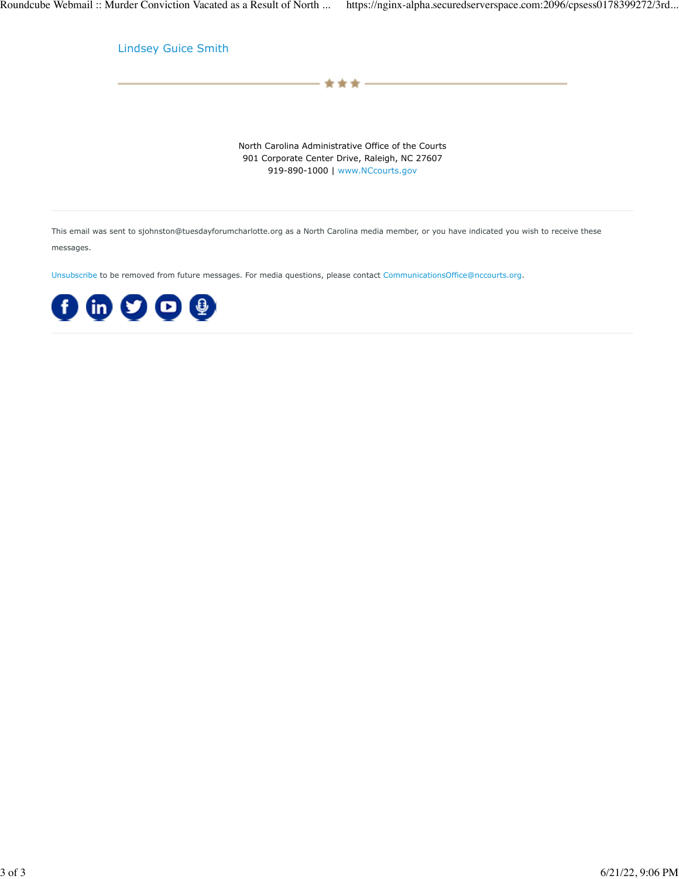Lindsey Guice Smith

North Carolina Administrative Office of the Courts
901 Corporate Center Drive, Raleigh, NC 27607
919-890-1000 | www.NCcourts.gov

---

This email was sent to sjohnston@tuesdayforumcharlotte.org as a North Carolina media member, or you have indicated you wish to receive these messages.

Unsubscribe to be removed from future messages. For media questions, please contact CommunicationsOffice@nccourts.org.